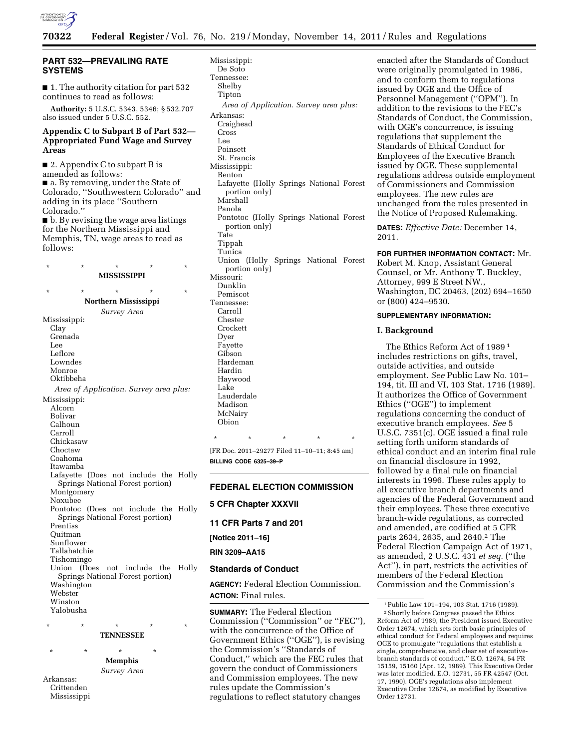## PART 532—PREVAILING RATE SYSTEMS

■ 1. The authority citation for part 532 continues to read as follows:

**Authority:** 5 U.S.C. 5343, 5346; § 532.707 also issued under 5 U.S.C. 552.

### Appendix C to Subpart B of Part 532—Appropriated Fund Wage and Survey Areas

■ 2. Appendix C to subpart B is amended as follows:

■ a. By removing, under the State of Colorado, ''Southwestern Colorado'' and adding in its place ''Southern Colorado.''

■ b. By revising the wage area listings for the Northern Mississippi and Memphis, TN, wage areas to read as follows:

\* \* \* \* \*

**MISSISSIPPI**

\* \* \* \* \*

**Northern Mississippi**

*Survey Area*

Mississippi:
- Clay
- Grenada
- Lee
- Leflore
- Lowndes
- Monroe
- Oktibbeha

*Area of Application. Survey area plus:*

Mississippi:
- Alcorn
- Bolivar
- Calhoun
- Carroll
- Chickasaw
- Choctaw
- Coahoma
- Itawamba
- Lafayette (Does not include the Holly Springs National Forest portion)
- Montgomery
- Noxubee
- Pontotoc (Does not include the Holly Springs National Forest portion)
- Prentiss
- Quitman
- Sunflower
- Tallahatchie
- Tishomingo
- Union (Does not include the Holly Springs National Forest portion)
- Washington
- Webster
- Winston
- Yalobusha

\* \* \* \* \*

**TENNESSEE**

\* \* \* \*

**Memphis**

*Survey Area*

Arkansas:
- Crittenden

Mississippi:
- De Soto

Tennessee:
- Shelby
- Tipton

*Area of Application. Survey area plus:*

Arkansas:
- Craighead
- Cross
- Lee
- Poinsett
- St. Francis

Mississippi:
- Benton
- Lafayette (Holly Springs National Forest portion only)
- Marshall
- Panola
- Pontotoc (Holly Springs National Forest portion only)
- Tate
- Tippah
- Tunica
- Union (Holly Springs National Forest portion only)

Missouri:
- Dunklin
- Pemiscot

Tennessee:
- Carroll
- Chester
- Crockett
- Dyer
- Fayette
- Gibson
- Hardeman
- Hardin
- Haywood
- Lake
- Lauderdale
- Madison
- McNairy
- Obion

\* \* \* \* \*

[FR Doc. 2011–29277 Filed 11–10–11; 8:45 am]

**BILLING CODE 6325–39–P**

---

## FEDERAL ELECTION COMMISSION

### 5 CFR Chapter XXXVII

### 11 CFR Parts 7 and 201

**[Notice 2011–16]**

**RIN 3209–AA15**

## Standards of Conduct

**AGENCY:** Federal Election Commission.

**ACTION:** Final rules.

**SUMMARY:** The Federal Election Commission (''Commission'' or ''FEC''), with the concurrence of the Office of Government Ethics (''OGE''), is revising the Commission's ''Standards of Conduct,'' which are the FEC rules that govern the conduct of Commissioners and Commission employees. The new rules update the Commission's regulations to reflect statutory changes enacted after the Standards of Conduct were originally promulgated in 1986, and to conform them to regulations issued by OGE and the Office of Personnel Management (''OPM''). In addition to the revisions to the FEC's Standards of Conduct, the Commission, with OGE's concurrence, is issuing regulations that supplement the Standards of Ethical Conduct for Employees of the Executive Branch issued by OGE. These supplemental regulations address outside employment of Commissioners and Commission employees. The new rules are unchanged from the rules presented in the Notice of Proposed Rulemaking.

**DATES:** *Effective Date:* December 14, 2011.

**FOR FURTHER INFORMATION CONTACT:** Mr. Robert M. Knop, Assistant General Counsel, or Mr. Anthony T. Buckley, Attorney, 999 E Street NW., Washington, DC 20463, (202) 694–1650 or (800) 424–9530.

**SUPPLEMENTARY INFORMATION:**

### I. Background

The Ethics Reform Act of 1989 [1] includes restrictions on gifts, travel, outside activities, and outside employment. *See* Public Law No. 101–194, tit. III and VI, 103 Stat. 1716 (1989). It authorizes the Office of Government Ethics (''OGE'') to implement regulations concerning the conduct of executive branch employees. *See* 5 U.S.C. 7351(c). OGE issued a final rule setting forth uniform standards of ethical conduct and an interim final rule on financial disclosure in 1992, followed by a final rule on financial interests in 1996. These rules apply to all executive branch departments and agencies of the Federal Government and their employees. These three executive branch-wide regulations, as corrected and amended, are codified at 5 CFR parts 2634, 2635, and 2640.[2] The Federal Election Campaign Act of 1971, as amended, 2 U.S.C. 431 *et seq.* (''the Act''), in part, restricts the activities of members of the Federal Election Commission and the Commission's

---

[1] Public Law 101–194, 103 Stat. 1716 (1989).

[2] Shortly before Congress passed the Ethics Reform Act of 1989, the President issued Executive Order 12674, which sets forth basic principles of ethical conduct for Federal employees and requires OGE to promulgate ''regulations that establish a single, comprehensive, and clear set of executive-branch standards of conduct.'' E.O. 12674, 54 FR 15159, 15160 (Apr. 12, 1989). This Executive Order was later modified. E.O. 12731, 55 FR 42547 (Oct. 17, 1990). OGE's regulations also implement Executive Order 12674, as modified by Executive Order 12731.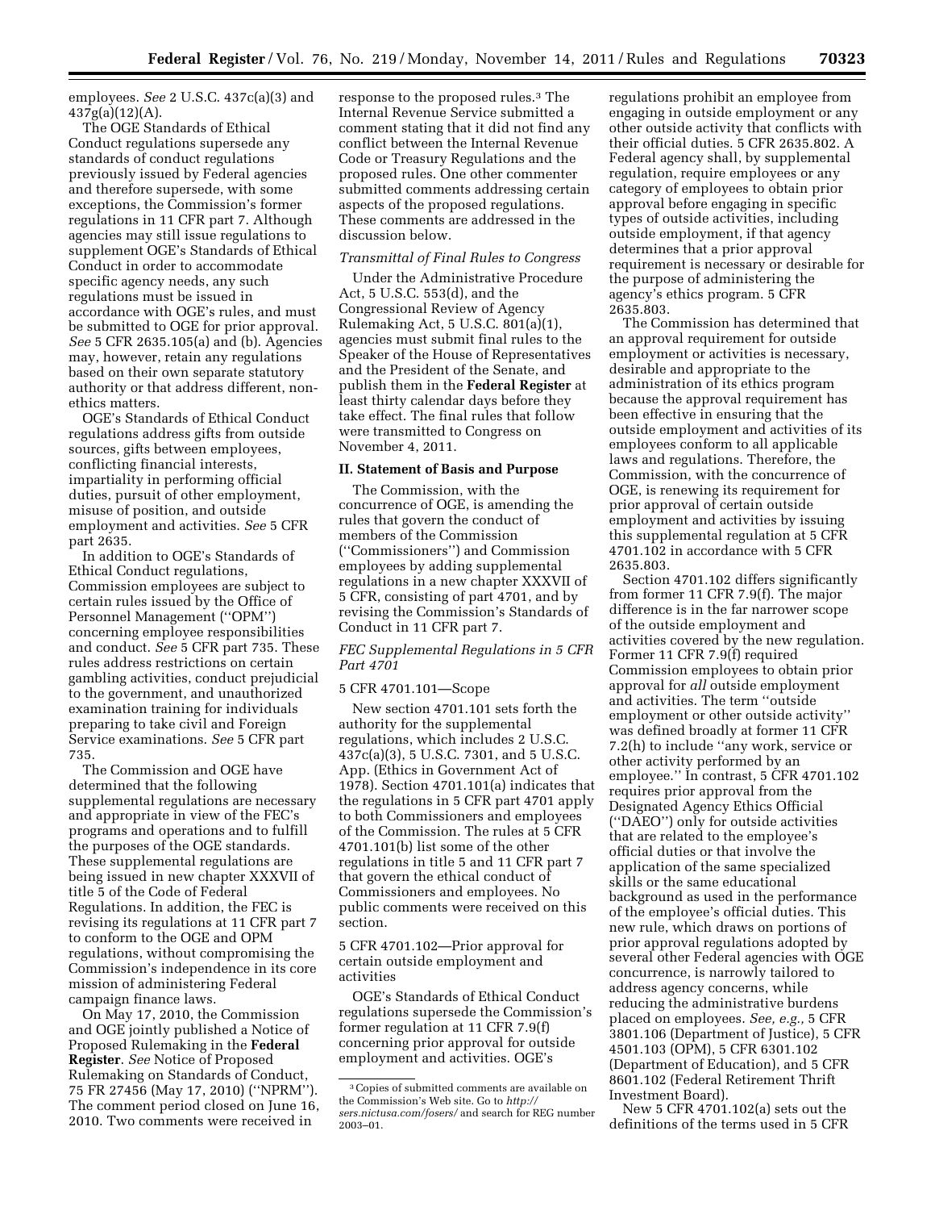employees. *See* 2 U.S.C. 437c(a)(3) and 437g(a)(12)(A).

The OGE Standards of Ethical Conduct regulations supersede any standards of conduct regulations previously issued by Federal agencies and therefore supersede, with some exceptions, the Commission's former regulations in 11 CFR part 7. Although agencies may still issue regulations to supplement OGE's Standards of Ethical Conduct in order to accommodate specific agency needs, any such regulations must be issued in accordance with OGE's rules, and must be submitted to OGE for prior approval. *See* 5 CFR 2635.105(a) and (b). Agencies may, however, retain any regulations based on their own separate statutory authority or that address different, non-ethics matters.

OGE's Standards of Ethical Conduct regulations address gifts from outside sources, gifts between employees, conflicting financial interests, impartiality in performing official duties, pursuit of other employment, misuse of position, and outside employment and activities. *See* 5 CFR part 2635.

In addition to OGE's Standards of Ethical Conduct regulations, Commission employees are subject to certain rules issued by the Office of Personnel Management (''OPM'') concerning employee responsibilities and conduct. *See* 5 CFR part 735. These rules address restrictions on certain gambling activities, conduct prejudicial to the government, and unauthorized examination training for individuals preparing to take civil and Foreign Service examinations. *See* 5 CFR part 735.

The Commission and OGE have determined that the following supplemental regulations are necessary and appropriate in view of the FEC's programs and operations and to fulfill the purposes of the OGE standards. These supplemental regulations are being issued in new chapter XXXVII of title 5 of the Code of Federal Regulations. In addition, the FEC is revising its regulations at 11 CFR part 7 to conform to the OGE and OPM regulations, without compromising the Commission's independence in its core mission of administering Federal campaign finance laws.

On May 17, 2010, the Commission and OGE jointly published a Notice of Proposed Rulemaking in the **Federal Register**. *See* Notice of Proposed Rulemaking on Standards of Conduct, 75 FR 27456 (May 17, 2010) (''NPRM''). The comment period closed on June 16, 2010. Two comments were received in response to the proposed rules.[3] The Internal Revenue Service submitted a comment stating that it did not find any conflict between the Internal Revenue Code or Treasury Regulations and the proposed rules. One other commenter submitted comments addressing certain aspects of the proposed regulations. These comments are addressed in the discussion below.

*Transmittal of Final Rules to Congress*

Under the Administrative Procedure Act, 5 U.S.C. 553(d), and the Congressional Review of Agency Rulemaking Act, 5 U.S.C. 801(a)(1), agencies must submit final rules to the Speaker of the House of Representatives and the President of the Senate, and publish them in the **Federal Register** at least thirty calendar days before they take effect. The final rules that follow were transmitted to Congress on November 4, 2011.

## II. Statement of Basis and Purpose

The Commission, with the concurrence of OGE, is amending the rules that govern the conduct of members of the Commission (''Commissioners'') and Commission employees by adding supplemental regulations in a new chapter XXXVII of 5 CFR, consisting of part 4701, and by revising the Commission's Standards of Conduct in 11 CFR part 7.

*FEC Supplemental Regulations in 5 CFR Part 4701*

5 CFR 4701.101—Scope

New section 4701.101 sets forth the authority for the supplemental regulations, which includes 2 U.S.C. 437c(a)(3), 5 U.S.C. 7301, and 5 U.S.C. App. (Ethics in Government Act of 1978). Section 4701.101(a) indicates that the regulations in 5 CFR part 4701 apply to both Commissioners and employees of the Commission. The rules at 5 CFR 4701.101(b) list some of the other regulations in title 5 and 11 CFR part 7 that govern the ethical conduct of Commissioners and employees. No public comments were received on this section.

5 CFR 4701.102—Prior approval for certain outside employment and activities

OGE's Standards of Ethical Conduct regulations supersede the Commission's former regulation at 11 CFR 7.9(f) concerning prior approval for outside employment and activities. OGE's regulations prohibit an employee from engaging in outside employment or any other outside activity that conflicts with their official duties. 5 CFR 2635.802. A Federal agency shall, by supplemental regulation, require employees or any category of employees to obtain prior approval before engaging in specific types of outside activities, including outside employment, if that agency determines that a prior approval requirement is necessary or desirable for the purpose of administering the agency's ethics program. 5 CFR 2635.803.

The Commission has determined that an approval requirement for outside employment or activities is necessary, desirable and appropriate to the administration of its ethics program because the approval requirement has been effective in ensuring that the outside employment and activities of its employees conform to all applicable laws and regulations. Therefore, the Commission, with the concurrence of OGE, is renewing its requirement for prior approval of certain outside employment and activities by issuing this supplemental regulation at 5 CFR 4701.102 in accordance with 5 CFR 2635.803.

Section 4701.102 differs significantly from former 11 CFR 7.9(f). The major difference is in the far narrower scope of the outside employment and activities covered by the new regulation. Former 11 CFR 7.9(f) required Commission employees to obtain prior approval for *all* outside employment and activities. The term ''outside employment or other outside activity'' was defined broadly at former 11 CFR 7.2(h) to include ''any work, service or other activity performed by an employee.'' In contrast, 5 CFR 4701.102 requires prior approval from the Designated Agency Ethics Official (''DAEO'') only for outside activities that are related to the employee's official duties or that involve the application of the same specialized skills or the same educational background as used in the performance of the employee's official duties. This new rule, which draws on portions of prior approval regulations adopted by several other Federal agencies with OGE concurrence, is narrowly tailored to address agency concerns, while reducing the administrative burdens placed on employees. *See, e.g.,* 5 CFR 3801.106 (Department of Justice), 5 CFR 4501.103 (OPM), 5 CFR 6301.102 (Department of Education), and 5 CFR 8601.102 (Federal Retirement Thrift Investment Board).

New 5 CFR 4701.102(a) sets out the definitions of the terms used in 5 CFR

[3] Copies of submitted comments are available on the Commission's Web site. Go to *http://sers.nictusa.com/fosers/* and search for REG number 2003–01.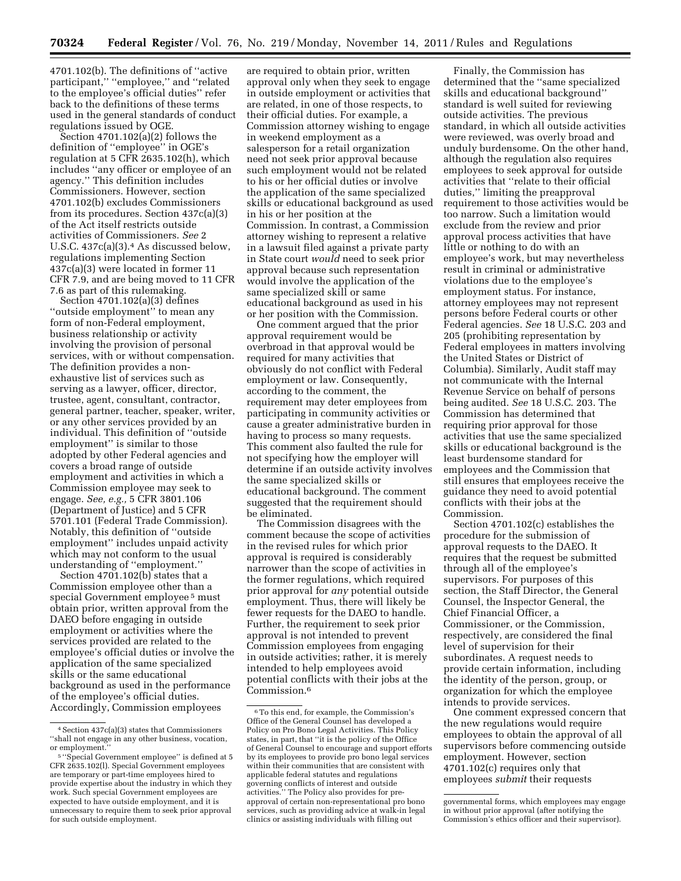4701.102(b). The definitions of "active participant," "employee," and "related to the employee's official duties" refer back to the definitions of these terms used in the general standards of conduct regulations issued by OGE.

Section 4701.102(a)(2) follows the definition of "employee" in OGE's regulation at 5 CFR 2635.102(h), which includes "any officer or employee of an agency." This definition includes Commissioners. However, section 4701.102(b) excludes Commissioners from its procedures. Section 437c(a)(3) of the Act itself restricts outside activities of Commissioners. *See* 2 U.S.C. 437c(a)(3).[4] As discussed below, regulations implementing Section 437c(a)(3) were located in former 11 CFR 7.9, and are being moved to 11 CFR 7.6 as part of this rulemaking.

Section 4701.102(a)(3) defines "outside employment" to mean any form of non-Federal employment, business relationship or activity involving the provision of personal services, with or without compensation. The definition provides a non-exhaustive list of services such as serving as a lawyer, officer, director, trustee, agent, consultant, contractor, general partner, teacher, speaker, writer, or any other services provided by an individual. This definition of "outside employment" is similar to those adopted by other Federal agencies and covers a broad range of outside employment and activities in which a Commission employee may seek to engage. *See, e.g.,* 5 CFR 3801.106 (Department of Justice) and 5 CFR 5701.101 (Federal Trade Commission). Notably, this definition of "outside employment" includes unpaid activity which may not conform to the usual understanding of "employment."

Section 4701.102(b) states that a Commission employee other than a special Government employee[5] must obtain prior, written approval from the DAEO before engaging in outside employment or activities where the services provided are related to the employee's official duties or involve the application of the same specialized skills or the same educational background as used in the performance of the employee's official duties. Accordingly, Commission employees are required to obtain prior, written approval only when they seek to engage in outside employment or activities that are related, in one of those respects, to their official duties. For example, a Commission attorney wishing to engage in weekend employment as a salesperson for a retail organization need not seek prior approval because such employment would not be related to his or her official duties or involve the application of the same specialized skills or educational background as used in his or her position at the Commission. In contrast, a Commission attorney wishing to represent a relative in a lawsuit filed against a private party in State court *would* need to seek prior approval because such representation would involve the application of the same specialized skill or same educational background as used in his or her position with the Commission.

One comment argued that the prior approval requirement would be overbroad in that approval would be required for many activities that obviously do not conflict with Federal employment or law. Consequently, according to the comment, the requirement may deter employees from participating in community activities or cause a greater administrative burden in having to process so many requests. This comment also faulted the rule for not specifying how the employer will determine if an outside activity involves the same specialized skills or educational background. The comment suggested that the requirement should be eliminated.

The Commission disagrees with the comment because the scope of activities in the revised rules for which prior approval is required is considerably narrower than the scope of activities in the former regulations, which required prior approval for *any* potential outside employment. Thus, there will likely be fewer requests for the DAEO to handle. Further, the requirement to seek prior approval is not intended to prevent Commission employees from engaging in outside activities; rather, it is merely intended to help employees avoid potential conflicts with their jobs at the Commission.[6]

Finally, the Commission has determined that the "same specialized skills and educational background" standard is well suited for reviewing outside activities. The previous standard, in which all outside activities were reviewed, was overly broad and unduly burdensome. On the other hand, although the regulation also requires employees to seek approval for outside activities that "relate to their official duties," limiting the preapproval requirement to those activities would be too narrow. Such a limitation would exclude from the review and prior approval process activities that have little or nothing to do with an employee's work, but may nevertheless result in criminal or administrative violations due to the employee's employment status. For instance, attorney employees may not represent persons before Federal courts or other Federal agencies. *See* 18 U.S.C. 203 and 205 (prohibiting representation by Federal employees in matters involving the United States or District of Columbia). Similarly, Audit staff may not communicate with the Internal Revenue Service on behalf of persons being audited. *See* 18 U.S.C. 203. The Commission has determined that requiring prior approval for those activities that use the same specialized skills or educational background is the least burdensome standard for employees and the Commission that still ensures that employees receive the guidance they need to avoid potential conflicts with their jobs at the Commission.

Section 4701.102(c) establishes the procedure for the submission of approval requests to the DAEO. It requires that the request be submitted through all of the employee's supervisors. For purposes of this section, the Staff Director, the General Counsel, the Inspector General, the Chief Financial Officer, a Commissioner, or the Commission, respectively, are considered the final level of supervision for their subordinates. A request needs to provide certain information, including the identity of the person, group, or organization for which the employee intends to provide services.

One comment expressed concern that the new regulations would require employees to obtain the approval of all supervisors before commencing outside employment. However, section 4701.102(c) requires only that employees *submit* their requests

---

[4] Section 437c(a)(3) states that Commissioners "shall not engage in any other business, vocation, or employment."

[5] "Special Government employee" is defined at 5 CFR 2635.102(l). Special Government employees are temporary or part-time employees hired to provide expertise about the industry in which they work. Such special Government employees are expected to have outside employment, and it is unnecessary to require them to seek prior approval for such outside employment.

[6] To this end, for example, the Commission's Office of the General Counsel has developed a Policy on Pro Bono Legal Activities. This Policy states, in part, that "it is the policy of the Office of General Counsel to encourage and support efforts by its employees to provide pro bono legal services within their communities that are consistent with applicable federal statutes and regulations governing conflicts of interest and outside activities." The Policy also provides for pre-approval of certain non-representational pro bono services, such as providing advice at walk-in legal clinics or assisting individuals with filling out governmental forms, which employees may engage in without prior approval (after notifying the Commission's ethics officer and their supervisor).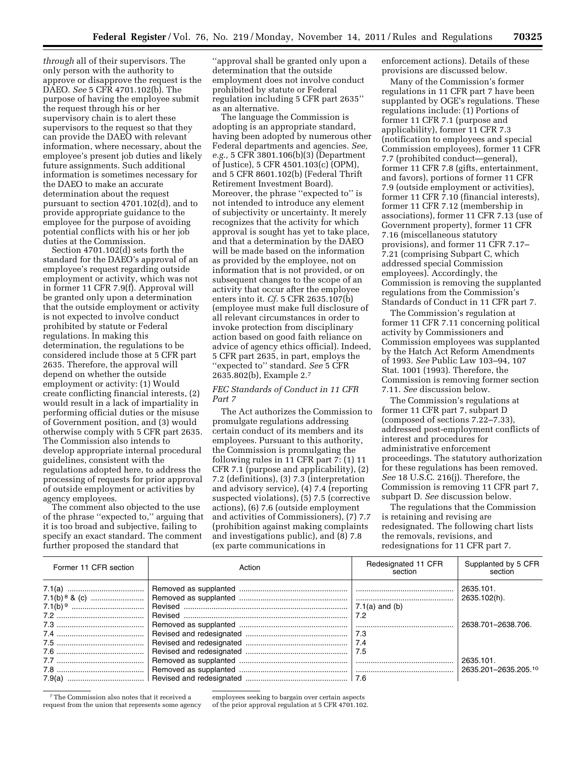*through* all of their supervisors. The only person with the authority to approve or disapprove the request is the DAEO. *See* 5 CFR 4701.102(b). The purpose of having the employee submit the request through his or her supervisory chain is to alert these supervisors to the request so that they can provide the DAEO with relevant information, where necessary, about the employee's present job duties and likely future assignments. Such additional information is sometimes necessary for the DAEO to make an accurate determination about the request pursuant to section 4701.102(d), and to provide appropriate guidance to the employee for the purpose of avoiding potential conflicts with his or her job duties at the Commission.

Section 4701.102(d) sets forth the standard for the DAEO's approval of an employee's request regarding outside employment or activity, which was not in former 11 CFR 7.9(f). Approval will be granted only upon a determination that the outside employment or activity is not expected to involve conduct prohibited by statute or Federal regulations. In making this determination, the regulations to be considered include those at 5 CFR part 2635. Therefore, the approval will depend on whether the outside employment or activity: (1) Would create conflicting financial interests, (2) would result in a lack of impartiality in performing official duties or the misuse of Government position, and (3) would otherwise comply with 5 CFR part 2635. The Commission also intends to develop appropriate internal procedural guidelines, consistent with the regulations adopted here, to address the processing of requests for prior approval of outside employment or activities by agency employees.

The comment also objected to the use of the phrase ''expected to,'' arguing that it is too broad and subjective, failing to specify an exact standard. The comment further proposed the standard that ''approval shall be granted only upon a determination that the outside employment does not involve conduct prohibited by statute or Federal regulation including 5 CFR part 2635'' as an alternative.

The language the Commission is adopting is an appropriate standard, having been adopted by numerous other Federal departments and agencies. *See, e.g.,* 5 CFR 3801.106(b)(3) (Department of Justice), 5 CFR 4501.103(c) (OPM), and 5 CFR 8601.102(b) (Federal Thrift Retirement Investment Board). Moreover, the phrase ''expected to'' is not intended to introduce any element of subjectivity or uncertainty. It merely recognizes that the activity for which approval is sought has yet to take place, and that a determination by the DAEO will be made based on the information as provided by the employee, not on information that is not provided, or on subsequent changes to the scope of an activity that occur after the employee enters into it. *Cf.* 5 CFR 2635.107(b) (employee must make full disclosure of all relevant circumstances in order to invoke protection from disciplinary action based on good faith reliance on advice of agency ethics official). Indeed, 5 CFR part 2635, in part, employs the ''expected to'' standard. *See* 5 CFR 2635.802(b), Example 2.[7]

### *FEC Standards of Conduct in 11 CFR Part 7*

The Act authorizes the Commission to promulgate regulations addressing certain conduct of its members and its employees. Pursuant to this authority, the Commission is promulgating the following rules in 11 CFR part 7: (1) 11 CFR 7.1 (purpose and applicability), (2) 7.2 (definitions), (3) 7.3 (interpretation and advisory service), (4) 7.4 (reporting suspected violations), (5) 7.5 (corrective actions), (6) 7.6 (outside employment and activities of Commissioners), (7) 7.7 (prohibition against making complaints and investigations public), and (8) 7.8 (ex parte communications in enforcement actions). Details of these provisions are discussed below.

Many of the Commission's former regulations in 11 CFR part 7 have been supplanted by OGE's regulations. These regulations include: (1) Portions of former 11 CFR 7.1 (purpose and applicability), former 11 CFR 7.3 (notification to employees and special Commission employees), former 11 CFR 7.7 (prohibited conduct—general), former 11 CFR 7.8 (gifts, entertainment, and favors), portions of former 11 CFR 7.9 (outside employment or activities), former 11 CFR 7.10 (financial interests), former 11 CFR 7.12 (membership in associations), former 11 CFR 7.13 (use of Government property), former 11 CFR 7.16 (miscellaneous statutory provisions), and former 11 CFR 7.17–7.21 (comprising Subpart C, which addressed special Commission employees). Accordingly, the Commission is removing the supplanted regulations from the Commission's Standards of Conduct in 11 CFR part 7.

The Commission's regulation at former 11 CFR 7.11 concerning political activity by Commissioners and Commission employees was supplanted by the Hatch Act Reform Amendments of 1993. *See* Public Law 103–94, 107 Stat. 1001 (1993). Therefore, the Commission is removing former section 7.11. *See* discussion below.

The Commission's regulations at former 11 CFR part 7, subpart D (composed of sections 7.22–7.33), addressed post-employment conflicts of interest and procedures for administrative enforcement proceedings. The statutory authorization for these regulations has been removed. *See* 18 U.S.C. 216(j). Therefore, the Commission is removing 11 CFR part 7, subpart D. *See* discussion below.

The regulations that the Commission is retaining and revising are redesignated. The following chart lists the removals, revisions, and redesignations for 11 CFR part 7.

| Former 11 CFR section | Action | Redesignated 11 CFR section | Supplanted by 5 CFR section |
|---|---|---|---|
| 7.1(a) | Removed as supplanted | | 2635.101. |
| 7.1(b)[8] & (c) | Removed as supplanted | | 2635.102(h). |
| 7.1(b)[9] | Revised | 7.1(a) and (b) | |
| 7.2 | Revised | 7.2 | |
| 7.3 | Removed as supplanted | | 2638.701–2638.706. |
| 7.4 | Revised and redesignated | 7.3 | |
| 7.5 | Revised and redesignated | 7.4 | |
| 7.6 | Revised and redesignated | 7.5 | |
| 7.7 | Removed as supplanted | | 2635.101. |
| 7.8 | Removed as supplanted | | 2635.201–2635.205.[10] |
| 7.9(a) | Revised and redesignated | 7.6 | |

[7] The Commission also notes that it received a request from the union that represents some agency employees seeking to bargain over certain aspects of the prior approval regulation at 5 CFR 4701.102.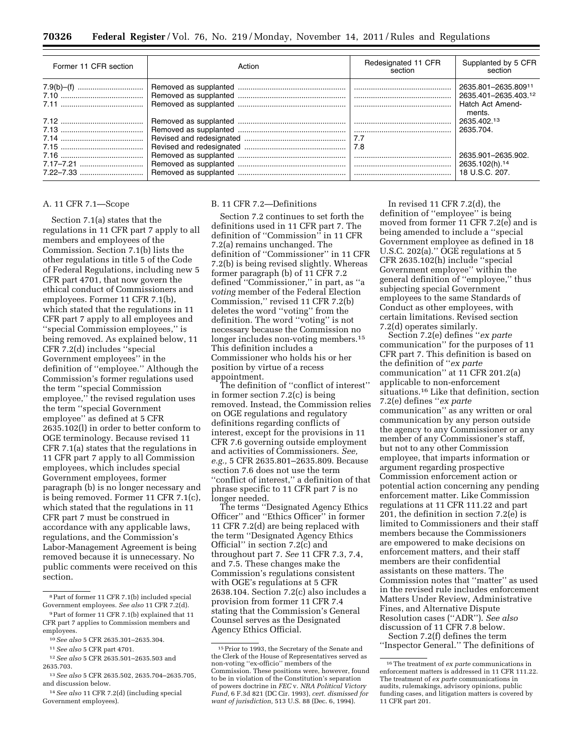| Former 11 CFR section | Action | Redesignated 11 CFR section | Supplanted by 5 CFR section |
|---|---|---|---|
| 7.9(b)–(f) | Removed as supplanted | | 2635.801–2635.809[11] |
| 7.10 | Removed as supplanted | | 2635.401–2635.403.[12] |
| 7.11 | Removed as supplanted | | Hatch Act Amendments. |
| 7.12 | Removed as supplanted | | 2635.402.[13] |
| 7.13 | Removed as supplanted | | 2635.704. |
| 7.14 | Revised and redesignated | 7.7 | |
| 7.15 | Revised and redesignated | 7.8 | |
| 7.16 | Removed as supplanted | | 2635.901–2635.902. |
| 7.17–7.21 | Removed as supplanted | | 2635.102(h).[14] |
| 7.22–7.33 | Removed as supplanted | | 18 U.S.C. 207. |

### A. 11 CFR 7.1—Scope

Section 7.1(a) states that the regulations in 11 CFR part 7 apply to all members and employees of the Commission. Section 7.1(b) lists the other regulations in title 5 of the Code of Federal Regulations, including new 5 CFR part 4701, that now govern the ethical conduct of Commissioners and employees. Former 11 CFR 7.1(b), which stated that the regulations in 11 CFR part 7 apply to all employees and ''special Commission employees,'' is being removed. As explained below, 11 CFR 7.2(d) includes ''special Government employees'' in the definition of ''employee.'' Although the Commission's former regulations used the term ''special Commission employee,'' the revised regulation uses the term ''special Government employee'' as defined at 5 CFR 2635.102(l) in order to better conform to OGE terminology. Because revised 11 CFR 7.1(a) states that the regulations in 11 CFR part 7 apply to all Commission employees, which includes special Government employees, former paragraph (b) is no longer necessary and is being removed. Former 11 CFR 7.1(c), which stated that the regulations in 11 CFR part 7 must be construed in accordance with any applicable laws, regulations, and the Commission's Labor-Management Agreement is being removed because it is unnecessary. No public comments were received on this section.

### B. 11 CFR 7.2—Definitions

Section 7.2 continues to set forth the definitions used in 11 CFR part 7. The definition of ''Commission'' in 11 CFR 7.2(a) remains unchanged. The definition of ''Commissioner'' in 11 CFR 7.2(b) is being revised slightly. Whereas former paragraph (b) of 11 CFR 7.2 defined ''Commissioner,'' in part, as ''a *voting* member of the Federal Election Commission,'' revised 11 CFR 7.2(b) deletes the word ''voting'' from the definition. The word ''voting'' is not necessary because the Commission no longer includes non-voting members.[15] This definition includes a Commissioner who holds his or her position by virtue of a recess appointment.

The definition of ''conflict of interest'' in former section 7.2(c) is being removed. Instead, the Commission relies on OGE regulations and regulatory definitions regarding conflicts of interest, except for the provisions in 11 CFR 7.6 governing outside employment and activities of Commissioners. *See, e.g.,* 5 CFR 2635.801–2635.809. Because section 7.6 does not use the term ''conflict of interest,'' a definition of that phrase specific to 11 CFR part 7 is no longer needed.

The terms ''Designated Agency Ethics Officer'' and ''Ethics Officer'' in former 11 CFR 7.2(d) are being replaced with the term ''Designated Agency Ethics Official'' in section 7.2(c) and throughout part 7. *See* 11 CFR 7.3, 7.4, and 7.5. These changes make the Commission's regulations consistent with OGE's regulations at 5 CFR 2638.104. Section 7.2(c) also includes a provision from former 11 CFR 7.4 stating that the Commission's General Counsel serves as the Designated Agency Ethics Official.

In revised 11 CFR 7.2(d), the definition of ''employee'' is being moved from former 11 CFR 7.2(e) and is being amended to include a ''special Government employee as defined in 18 U.S.C. 202(a).'' OGE regulations at 5 CFR 2635.102(h) include ''special Government employee'' within the general definition of ''employee,'' thus subjecting special Government employees to the same Standards of Conduct as other employees, with certain limitations. Revised section 7.2(d) operates similarly.

Section 7.2(e) defines ''*ex parte* communication'' for the purposes of 11 CFR part 7. This definition is based on the definition of ''*ex parte* communication'' at 11 CFR 201.2(a) applicable to non-enforcement situations.[16] Like that definition, section 7.2(e) defines ''*ex parte* communication'' as any written or oral communication by any person outside the agency to any Commissioner or any member of any Commissioner's staff, but not to any other Commission employee, that imparts information or argument regarding prospective Commission enforcement action or potential action concerning any pending enforcement matter. Like Commission regulations at 11 CFR 111.22 and part 201, the definition in section 7.2(e) is limited to Commissioners and their staff members because the Commissioners are empowered to make decisions on enforcement matters, and their staff members are their confidential assistants on these matters. The Commission notes that ''matter'' as used in the revised rule includes enforcement Matters Under Review, Administrative Fines, and Alternative Dispute Resolution cases (''ADR''). *See also* discussion of 11 CFR 7.8 below.

Section 7.2(f) defines the term ''Inspector General.'' The definitions of

---

[8] Part of former 11 CFR 7.1(b) included special Government employees. *See also* 11 CFR 7.2(d).

[9] Part of former 11 CFR 7.1(b) explained that 11 CFR part 7 applies to Commission members and employees.

[10] *See also* 5 CFR 2635.301–2635.304.

[11] *See also* 5 CFR part 4701.

[12] *See also* 5 CFR 2635.501–2635.503 and 2635.703.

[13] *See also* 5 CFR 2635.502, 2635.704–2635.705, and discussion below.

[14] *See also* 11 CFR 7.2(d) (including special Government employees).

[15] Prior to 1993, the Secretary of the Senate and the Clerk of the House of Representatives served as non-voting ''ex-officio'' members of the Commission. These positions were, however, found to be in violation of the Constitution's separation of powers doctrine in *FEC* v. *NRA Political Victory Fund,* 6 F.3d 821 (DC Cir. 1993), *cert. dismissed for want of jurisdiction,* 513 U.S. 88 (Dec. 6, 1994).

[16] The treatment of *ex parte* communications in enforcement matters is addressed in 11 CFR 111.22. The treatment of *ex parte* communications in audits, rulemakings, advisory opinions, public funding cases, and litigation matters is covered by 11 CFR part 201.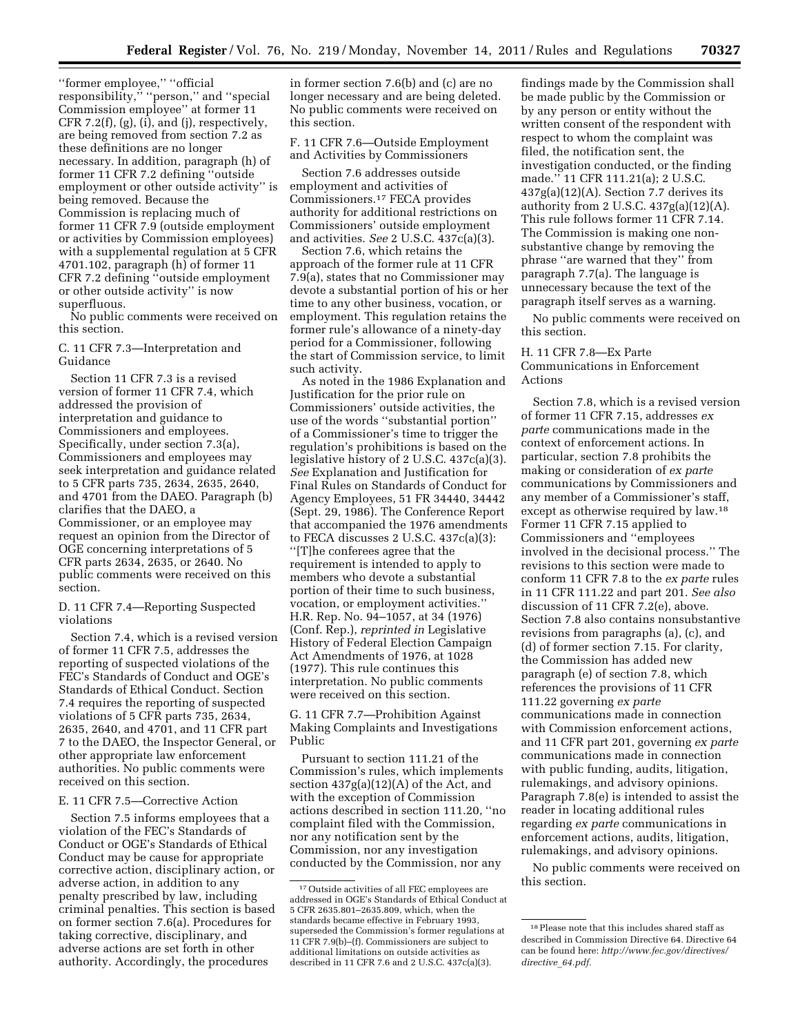''former employee,'' ''official responsibility,'' ''person,'' and ''special Commission employee'' at former 11 CFR 7.2(f), (g), (i), and (j), respectively, are being removed from section 7.2 as these definitions are no longer necessary. In addition, paragraph (h) of former 11 CFR 7.2 defining ''outside employment or other outside activity'' is being removed. Because the Commission is replacing much of former 11 CFR 7.9 (outside employment or activities by Commission employees) with a supplemental regulation at 5 CFR 4701.102, paragraph (h) of former 11 CFR 7.2 defining ''outside employment or other outside activity'' is now superfluous.

No public comments were received on this section.

### C. 11 CFR 7.3—Interpretation and Guidance

Section 11 CFR 7.3 is a revised version of former 11 CFR 7.4, which addressed the provision of interpretation and guidance to Commissioners and employees. Specifically, under section 7.3(a), Commissioners and employees may seek interpretation and guidance related to 5 CFR parts 735, 2634, 2635, 2640, and 4701 from the DAEO. Paragraph (b) clarifies that the DAEO, a Commissioner, or an employee may request an opinion from the Director of OGE concerning interpretations of 5 CFR parts 2634, 2635, or 2640. No public comments were received on this section.

### D. 11 CFR 7.4—Reporting Suspected violations

Section 7.4, which is a revised version of former 11 CFR 7.5, addresses the reporting of suspected violations of the FEC's Standards of Conduct and OGE's Standards of Ethical Conduct. Section 7.4 requires the reporting of suspected violations of 5 CFR parts 735, 2634, 2635, 2640, and 4701, and 11 CFR part 7 to the DAEO, the Inspector General, or other appropriate law enforcement authorities. No public comments were received on this section.

### E. 11 CFR 7.5—Corrective Action

Section 7.5 informs employees that a violation of the FEC's Standards of Conduct or OGE's Standards of Ethical Conduct may be cause for appropriate corrective action, disciplinary action, or adverse action, in addition to any penalty prescribed by law, including criminal penalties. This section is based on former section 7.6(a). Procedures for taking corrective, disciplinary, and adverse actions are set forth in other authority. Accordingly, the procedures in former section 7.6(b) and (c) are no longer necessary and are being deleted. No public comments were received on this section.

### F. 11 CFR 7.6—Outside Employment and Activities by Commissioners

Section 7.6 addresses outside employment and activities of Commissioners.[17] FECA provides authority for additional restrictions on Commissioners' outside employment and activities. *See* 2 U.S.C. 437c(a)(3).

Section 7.6, which retains the approach of the former rule at 11 CFR 7.9(a), states that no Commissioner may devote a substantial portion of his or her time to any other business, vocation, or employment. This regulation retains the former rule's allowance of a ninety-day period for a Commissioner, following the start of Commission service, to limit such activity.

As noted in the 1986 Explanation and Justification for the prior rule on Commissioners' outside activities, the use of the words ''substantial portion'' of a Commissioner's time to trigger the regulation's prohibitions is based on the legislative history of 2 U.S.C. 437c(a)(3). *See* Explanation and Justification for Final Rules on Standards of Conduct for Agency Employees, 51 FR 34440, 34442 (Sept. 29, 1986). The Conference Report that accompanied the 1976 amendments to FECA discusses 2 U.S.C. 437c(a)(3): ''[T]he conferees agree that the requirement is intended to apply to members who devote a substantial portion of their time to such business, vocation, or employment activities.'' H.R. Rep. No. 94–1057, at 34 (1976) (Conf. Rep.), *reprinted in* Legislative History of Federal Election Campaign Act Amendments of 1976, at 1028 (1977). This rule continues this interpretation. No public comments were received on this section.

### G. 11 CFR 7.7—Prohibition Against Making Complaints and Investigations Public

Pursuant to section 111.21 of the Commission's rules, which implements section 437g(a)(12)(A) of the Act, and with the exception of Commission actions described in section 111.20, ''no complaint filed with the Commission, nor any notification sent by the Commission, nor any investigation conducted by the Commission, nor any findings made by the Commission shall be made public by the Commission or by any person or entity without the written consent of the respondent with respect to whom the complaint was filed, the notification sent, the investigation conducted, or the finding made.'' 11 CFR 111.21(a); 2 U.S.C. 437g(a)(12)(A). Section 7.7 derives its authority from 2 U.S.C. 437g(a)(12)(A). This rule follows former 11 CFR 7.14. The Commission is making one non-substantive change by removing the phrase ''are warned that they'' from paragraph 7.7(a). The language is unnecessary because the text of the paragraph itself serves as a warning.

No public comments were received on this section.

### H. 11 CFR 7.8—Ex Parte Communications in Enforcement Actions

Section 7.8, which is a revised version of former 11 CFR 7.15, addresses *ex parte* communications made in the context of enforcement actions. In particular, section 7.8 prohibits the making or consideration of *ex parte* communications by Commissioners and any member of a Commissioner's staff, except as otherwise required by law.[18] Former 11 CFR 7.15 applied to Commissioners and ''employees involved in the decisional process.'' The revisions to this section were made to conform 11 CFR 7.8 to the *ex parte* rules in 11 CFR 111.22 and part 201. *See also* discussion of 11 CFR 7.2(e), above. Section 7.8 also contains nonsubstantive revisions from paragraphs (a), (c), and (d) of former section 7.15. For clarity, the Commission has added new paragraph (e) of section 7.8, which references the provisions of 11 CFR 111.22 governing *ex parte* communications made in connection with Commission enforcement actions, and 11 CFR part 201, governing *ex parte* communications made in connection with public funding, audits, litigation, rulemakings, and advisory opinions. Paragraph 7.8(e) is intended to assist the reader in locating additional rules regarding *ex parte* communications in enforcement actions, audits, litigation, rulemakings, and advisory opinions.

No public comments were received on this section.

---

[17] Outside activities of all FEC employees are addressed in OGE's Standards of Ethical Conduct at 5 CFR 2635.801–2635.809, which, when the standards became effective in February 1993, superseded the Commission's former regulations at 11 CFR 7.9(b)–(f). Commissioners are subject to additional limitations on outside activities as described in 11 CFR 7.6 and 2 U.S.C. 437c(a)(3).

[18] Please note that this includes shared staff as described in Commission Directive 64. Directive 64 can be found here: *http://www.fec.gov/directives/directive_64.pdf.*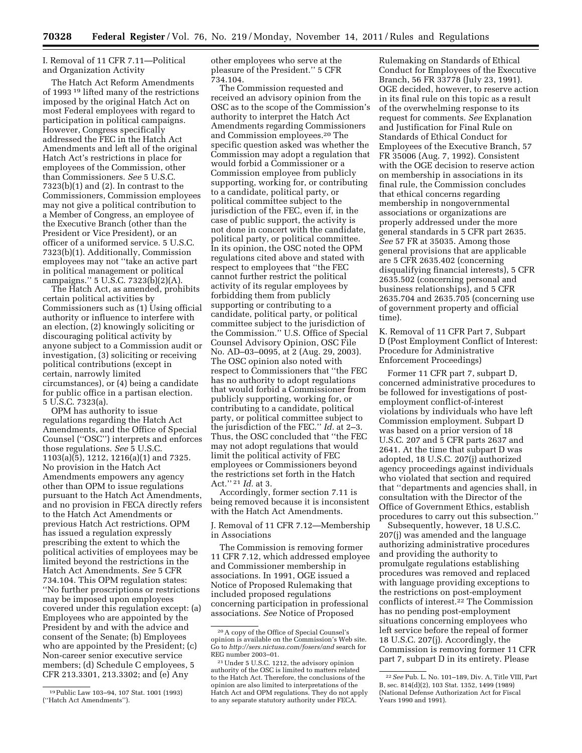I. Removal of 11 CFR 7.11—Political and Organization Activity

The Hatch Act Reform Amendments of 1993 [19] lifted many of the restrictions imposed by the original Hatch Act on most Federal employees with regard to participation in political campaigns. However, Congress specifically addressed the FEC in the Hatch Act Amendments and left all of the original Hatch Act's restrictions in place for employees of the Commission, other than Commissioners. *See* 5 U.S.C. 7323(b)(1) and (2). In contrast to the Commissioners, Commission employees may not give a political contribution to a Member of Congress, an employee of the Executive Branch (other than the President or Vice President), or an officer of a uniformed service. 5 U.S.C. 7323(b)(1). Additionally, Commission employees may not ''take an active part in political management or political campaigns.'' 5 U.S.C. 7323(b)(2)(A).

The Hatch Act, as amended, prohibits certain political activities by Commissioners such as (1) Using official authority or influence to interfere with an election, (2) knowingly soliciting or discouraging political activity by anyone subject to a Commission audit or investigation, (3) soliciting or receiving political contributions (except in certain, narrowly limited circumstances), or (4) being a candidate for public office in a partisan election. 5 U.S.C. 7323(a).

OPM has authority to issue regulations regarding the Hatch Act Amendments, and the Office of Special Counsel (''OSC'') interprets and enforces those regulations. *See* 5 U.S.C. 1103(a)(5), 1212, 1216(a)(1) and 7325. No provision in the Hatch Act Amendments empowers any agency other than OPM to issue regulations pursuant to the Hatch Act Amendments, and no provision in FECA directly refers to the Hatch Act Amendments or previous Hatch Act restrictions. OPM has issued a regulation expressly prescribing the extent to which the political activities of employees may be limited beyond the restrictions in the Hatch Act Amendments. *See* 5 CFR 734.104. This OPM regulation states: ''No further proscriptions or restrictions may be imposed upon employees covered under this regulation except: (a) Employees who are appointed by the President by and with the advice and consent of the Senate; (b) Employees who are appointed by the President; (c) Non-career senior executive service members; (d) Schedule C employees, 5 CFR 213.3301, 213.3302; and (e) Any other employees who serve at the pleasure of the President.'' 5 CFR 734.104.

The Commission requested and received an advisory opinion from the OSC as to the scope of the Commission's authority to interpret the Hatch Act Amendments regarding Commissioners and Commission employees.[20] The specific question asked was whether the Commission may adopt a regulation that would forbid a Commissioner or a Commission employee from publicly supporting, working for, or contributing to a candidate, political party, or political committee subject to the jurisdiction of the FEC, even if, in the case of public support, the activity is not done in concert with the candidate, political party, or political committee. In its opinion, the OSC noted the OPM regulations cited above and stated with respect to employees that ''the FEC cannot further restrict the political activity of its regular employees by forbidding them from publicly supporting or contributing to a candidate, political party, or political committee subject to the jurisdiction of the Commission.'' U.S. Office of Special Counsel Advisory Opinion, OSC File No. AD–03–0095, at 2 (Aug. 29, 2003). The OSC opinion also noted with respect to Commissioners that ''the FEC has no authority to adopt regulations that would forbid a Commissioner from publicly supporting, working for, or contributing to a candidate, political party, or political committee subject to the jurisdiction of the FEC.'' *Id.* at 2–3. Thus, the OSC concluded that ''the FEC may not adopt regulations that would limit the political activity of FEC employees or Commissioners beyond the restrictions set forth in the Hatch Act.'' [21] *Id.* at 3.

Accordingly, former section 7.11 is being removed because it is inconsistent with the Hatch Act Amendments.

J. Removal of 11 CFR 7.12—Membership in Associations

The Commission is removing former 11 CFR 7.12, which addressed employee and Commissioner membership in associations. In 1991, OGE issued a Notice of Proposed Rulemaking that included proposed regulations concerning participation in professional associations. *See* Notice of Proposed Rulemaking on Standards of Ethical Conduct for Employees of the Executive Branch, 56 FR 33778 (July 23, 1991). OGE decided, however, to reserve action in its final rule on this topic as a result of the overwhelming response to its request for comments. *See* Explanation and Justification for Final Rule on Standards of Ethical Conduct for Employees of the Executive Branch, 57 FR 35006 (Aug. 7, 1992). Consistent with the OGE decision to reserve action on membership in associations in its final rule, the Commission concludes that ethical concerns regarding membership in nongovernmental associations or organizations are properly addressed under the more general standards in 5 CFR part 2635. *See* 57 FR at 35035. Among those general provisions that are applicable are 5 CFR 2635.402 (concerning disqualifying financial interests), 5 CFR 2635.502 (concerning personal and business relationships), and 5 CFR 2635.704 and 2635.705 (concerning use of government property and official time).

K. Removal of 11 CFR Part 7, Subpart D (Post Employment Conflict of Interest: Procedure for Administrative Enforcement Proceedings)

Former 11 CFR part 7, subpart D, concerned administrative procedures to be followed for investigations of post-employment conflict-of-interest violations by individuals who have left Commission employment. Subpart D was based on a prior version of 18 U.S.C. 207 and 5 CFR parts 2637 and 2641. At the time that subpart D was adopted, 18 U.S.C. 207(j) authorized agency proceedings against individuals who violated that section and required that ''departments and agencies shall, in consultation with the Director of the Office of Government Ethics, establish procedures to carry out this subsection.''

Subsequently, however, 18 U.S.C. 207(j) was amended and the language authorizing administrative procedures and providing the authority to promulgate regulations establishing procedures was removed and replaced with language providing exceptions to the restrictions on post-employment conflicts of interest.[22] The Commission has no pending post-employment situations concerning employees who left service before the repeal of former 18 U.S.C. 207(j). Accordingly, the Commission is removing former 11 CFR part 7, subpart D in its entirety. Please

---

[19] Public Law 103–94, 107 Stat. 1001 (1993) (''Hatch Act Amendments'').

[20] A copy of the Office of Special Counsel's opinion is available on the Commission's Web site. Go to *http://sers.nictusa.com/fosers/and* search for REG number 2003–01.

[21] Under 5 U.S.C. 1212, the advisory opinion authority of the OSC is limited to matters related to the Hatch Act. Therefore, the conclusions of the opinion are also limited to interpretations of the Hatch Act and OPM regulations. They do not apply to any separate statutory authority under FECA.

[22] *See* Pub. L. No. 101–189, Div. A, Title VIII, Part B, sec. 814(d)(2), 103 Stat. 1352, 1499 (1989) (National Defense Authorization Act for Fiscal Years 1990 and 1991).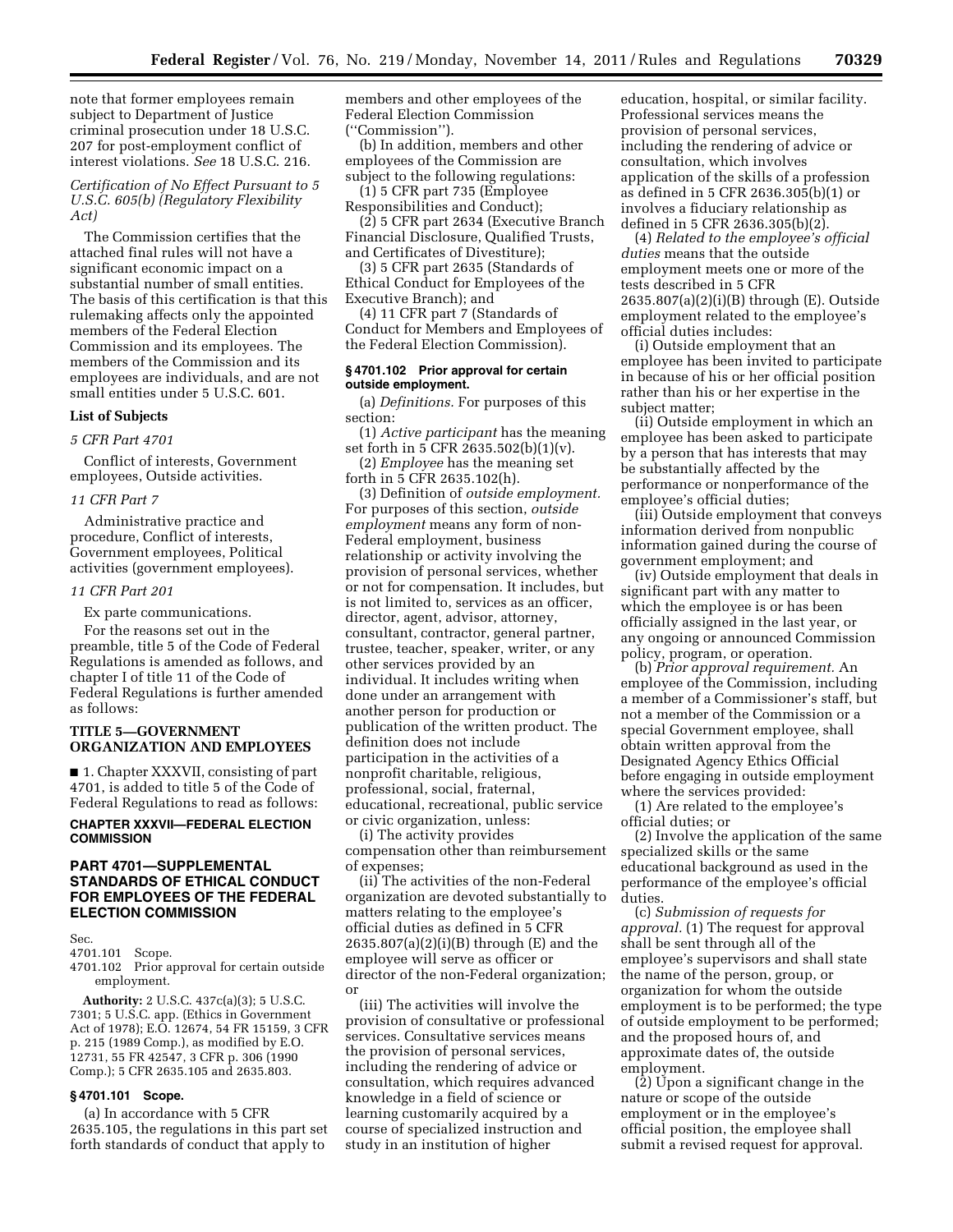note that former employees remain subject to Department of Justice criminal prosecution under 18 U.S.C. 207 for post-employment conflict of interest violations. *See* 18 U.S.C. 216.

*Certification of No Effect Pursuant to 5 U.S.C. 605(b) (Regulatory Flexibility Act)*

The Commission certifies that the attached final rules will not have a significant economic impact on a substantial number of small entities. The basis of this certification is that this rulemaking affects only the appointed members of the Federal Election Commission and its employees. The members of the Commission and its employees are individuals, and are not small entities under 5 U.S.C. 601.

**List of Subjects**

*5 CFR Part 4701*

Conflict of interests, Government employees, Outside activities.

*11 CFR Part 7*

Administrative practice and procedure, Conflict of interests, Government employees, Political activities (government employees).

*11 CFR Part 201*

Ex parte communications.

For the reasons set out in the preamble, title 5 of the Code of Federal Regulations is amended as follows, and chapter I of title 11 of the Code of Federal Regulations is further amended as follows:

## TITLE 5—GOVERNMENT ORGANIZATION AND EMPLOYEES

■ 1. Chapter XXXVII, consisting of part 4701, is added to title 5 of the Code of Federal Regulations to read as follows:

## CHAPTER XXXVII—FEDERAL ELECTION COMMISSION

## PART 4701—SUPPLEMENTAL STANDARDS OF ETHICAL CONDUCT FOR EMPLOYEES OF THE FEDERAL ELECTION COMMISSION

Sec.
4701.101 Scope.
4701.102 Prior approval for certain outside employment.

**Authority:** 2 U.S.C. 437c(a)(3); 5 U.S.C. 7301; 5 U.S.C. app. (Ethics in Government Act of 1978); E.O. 12674, 54 FR 15159, 3 CFR p. 215 (1989 Comp.), as modified by E.O. 12731, 55 FR 42547, 3 CFR p. 306 (1990 Comp.); 5 CFR 2635.105 and 2635.803.

### § 4701.101 Scope.

(a) In accordance with 5 CFR 2635.105, the regulations in this part set forth standards of conduct that apply to members and other employees of the Federal Election Commission (''Commission'').

(b) In addition, members and other employees of the Commission are subject to the following regulations:

(1) 5 CFR part 735 (Employee Responsibilities and Conduct);

(2) 5 CFR part 2634 (Executive Branch Financial Disclosure, Qualified Trusts, and Certificates of Divestiture);

(3) 5 CFR part 2635 (Standards of Ethical Conduct for Employees of the Executive Branch); and

(4) 11 CFR part 7 (Standards of Conduct for Members and Employees of the Federal Election Commission).

### § 4701.102 Prior approval for certain outside employment.

(a) *Definitions.* For purposes of this section:

(1) *Active participant* has the meaning set forth in 5 CFR 2635.502(b)(1)(v).

(2) *Employee* has the meaning set forth in 5 CFR 2635.102(h).

(3) Definition of *outside employment.* For purposes of this section, *outside employment* means any form of non-Federal employment, business relationship or activity involving the provision of personal services, whether or not for compensation. It includes, but is not limited to, services as an officer, director, agent, advisor, attorney, consultant, contractor, general partner, trustee, teacher, speaker, writer, or any other services provided by an individual. It includes writing when done under an arrangement with another person for production or publication of the written product. The definition does not include participation in the activities of a nonprofit charitable, religious, professional, social, fraternal, educational, recreational, public service or civic organization, unless:

(i) The activity provides compensation other than reimbursement of expenses;

(ii) The activities of the non-Federal organization are devoted substantially to matters relating to the employee's official duties as defined in 5 CFR 2635.807(a)(2)(i)(B) through (E) and the employee will serve as officer or director of the non-Federal organization; or

(iii) The activities will involve the provision of consultative or professional services. Consultative services means the provision of personal services, including the rendering of advice or consultation, which requires advanced knowledge in a field of science or learning customarily acquired by a course of specialized instruction and study in an institution of higher education, hospital, or similar facility. Professional services means the provision of personal services, including the rendering of advice or consultation, which involves application of the skills of a profession as defined in 5 CFR 2636.305(b)(1) or involves a fiduciary relationship as defined in 5 CFR 2636.305(b)(2).

(4) *Related to the employee's official duties* means that the outside employment meets one or more of the tests described in 5 CFR 2635.807(a)(2)(i)(B) through (E). Outside employment related to the employee's official duties includes:

(i) Outside employment that an employee has been invited to participate in because of his or her official position rather than his or her expertise in the subject matter;

(ii) Outside employment in which an employee has been asked to participate by a person that has interests that may be substantially affected by the performance or nonperformance of the employee's official duties;

(iii) Outside employment that conveys information derived from nonpublic information gained during the course of government employment; and

(iv) Outside employment that deals in significant part with any matter to which the employee is or has been officially assigned in the last year, or any ongoing or announced Commission policy, program, or operation.

(b) *Prior approval requirement.* An employee of the Commission, including a member of a Commissioner's staff, but not a member of the Commission or a special Government employee, shall obtain written approval from the Designated Agency Ethics Official before engaging in outside employment where the services provided:

(1) Are related to the employee's official duties; or

(2) Involve the application of the same specialized skills or the same educational background as used in the performance of the employee's official duties.

(c) *Submission of requests for approval.* (1) The request for approval shall be sent through all of the employee's supervisors and shall state the name of the person, group, or organization for whom the outside employment is to be performed; the type of outside employment to be performed; and the proposed hours of, and approximate dates of, the outside employment.

(2) Upon a significant change in the nature or scope of the outside employment or in the employee's official position, the employee shall submit a revised request for approval.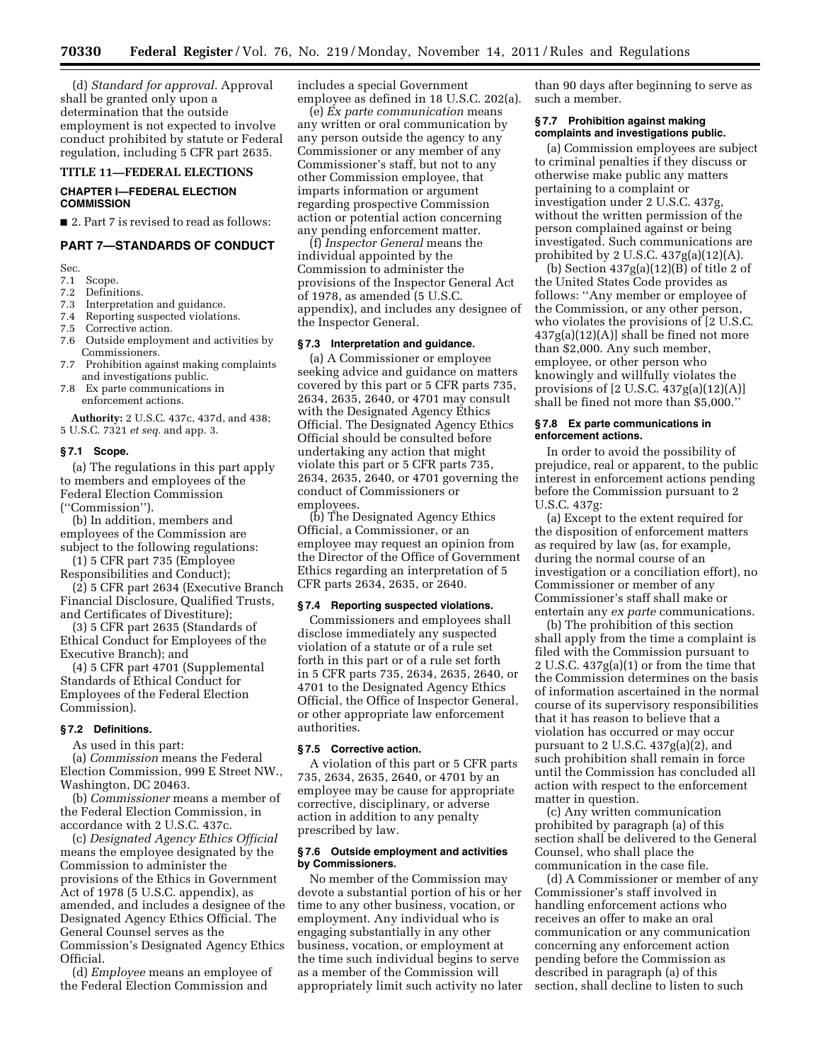(d) *Standard for approval.* Approval shall be granted only upon a determination that the outside employment is not expected to involve conduct prohibited by statute or Federal regulation, including 5 CFR part 2635.

## TITLE 11—FEDERAL ELECTIONS

### CHAPTER I—FEDERAL ELECTION COMMISSION

■ 2. Part 7 is revised to read as follows:

## PART 7—STANDARDS OF CONDUCT

Sec.
7.1 Scope.
7.2 Definitions.
7.3 Interpretation and guidance.
7.4 Reporting suspected violations.
7.5 Corrective action.
7.6 Outside employment and activities by Commissioners.
7.7 Prohibition against making complaints and investigations public.
7.8 Ex parte communications in enforcement actions.

**Authority:** 2 U.S.C. 437c, 437d, and 438; 5 U.S.C. 7321 *et seq.* and app. 3.

### § 7.1 Scope.

(a) The regulations in this part apply to members and employees of the Federal Election Commission (''Commission'').

(b) In addition, members and employees of the Commission are subject to the following regulations:

(1) 5 CFR part 735 (Employee Responsibilities and Conduct);

(2) 5 CFR part 2634 (Executive Branch Financial Disclosure, Qualified Trusts, and Certificates of Divestiture);

(3) 5 CFR part 2635 (Standards of Ethical Conduct for Employees of the Executive Branch); and

(4) 5 CFR part 4701 (Supplemental Standards of Ethical Conduct for Employees of the Federal Election Commission).

### § 7.2 Definitions.

As used in this part:

(a) *Commission* means the Federal Election Commission, 999 E Street NW., Washington, DC 20463.

(b) *Commissioner* means a member of the Federal Election Commission, in accordance with 2 U.S.C. 437c.

(c) *Designated Agency Ethics Official* means the employee designated by the Commission to administer the provisions of the Ethics in Government Act of 1978 (5 U.S.C. appendix), as amended, and includes a designee of the Designated Agency Ethics Official. The General Counsel serves as the Commission's Designated Agency Ethics Official.

(d) *Employee* means an employee of the Federal Election Commission and includes a special Government employee as defined in 18 U.S.C. 202(a).

(e) *Ex parte communication* means any written or oral communication by any person outside the agency to any Commissioner or any member of any Commissioner's staff, but not to any other Commission employee, that imparts information or argument regarding prospective Commission action or potential action concerning any pending enforcement matter.

(f) *Inspector General* means the individual appointed by the Commission to administer the provisions of the Inspector General Act of 1978, as amended (5 U.S.C. appendix), and includes any designee of the Inspector General.

### § 7.3 Interpretation and guidance.

(a) A Commissioner or employee seeking advice and guidance on matters covered by this part or 5 CFR parts 735, 2634, 2635, 2640, or 4701 may consult with the Designated Agency Ethics Official. The Designated Agency Ethics Official should be consulted before undertaking any action that might violate this part or 5 CFR parts 735, 2634, 2635, 2640, or 4701 governing the conduct of Commissioners or employees.

(b) The Designated Agency Ethics Official, a Commissioner, or an employee may request an opinion from the Director of the Office of Government Ethics regarding an interpretation of 5 CFR parts 2634, 2635, or 2640.

### § 7.4 Reporting suspected violations.

Commissioners and employees shall disclose immediately any suspected violation of a statute or of a rule set forth in this part or of a rule set forth in 5 CFR parts 735, 2634, 2635, 2640, or 4701 to the Designated Agency Ethics Official, the Office of Inspector General, or other appropriate law enforcement authorities.

### § 7.5 Corrective action.

A violation of this part or 5 CFR parts 735, 2634, 2635, 2640, or 4701 by an employee may be cause for appropriate corrective, disciplinary, or adverse action in addition to any penalty prescribed by law.

### § 7.6 Outside employment and activities by Commissioners.

No member of the Commission may devote a substantial portion of his or her time to any other business, vocation, or employment. Any individual who is engaging substantially in any other business, vocation, or employment at the time such individual begins to serve as a member of the Commission will appropriately limit such activity no later than 90 days after beginning to serve as such a member.

### § 7.7 Prohibition against making complaints and investigations public.

(a) Commission employees are subject to criminal penalties if they discuss or otherwise make public any matters pertaining to a complaint or investigation under 2 U.S.C. 437g, without the written permission of the person complained against or being investigated. Such communications are prohibited by 2 U.S.C. 437g(a)(12)(A).

(b) Section 437g(a)(12)(B) of title 2 of the United States Code provides as follows: ''Any member or employee of the Commission, or any other person, who violates the provisions of [2 U.S.C. 437g(a)(12)(A)] shall be fined not more than $2,000. Any such member, employee, or other person who knowingly and willfully violates the provisions of [2 U.S.C. 437g(a)(12)(A)] shall be fined not more than $5,000.''

### § 7.8 Ex parte communications in enforcement actions.

In order to avoid the possibility of prejudice, real or apparent, to the public interest in enforcement actions pending before the Commission pursuant to 2 U.S.C. 437g:

(a) Except to the extent required for the disposition of enforcement matters as required by law (as, for example, during the normal course of an investigation or a conciliation effort), no Commissioner or member of any Commissioner's staff shall make or entertain any *ex parte* communications.

(b) The prohibition of this section shall apply from the time a complaint is filed with the Commission pursuant to 2 U.S.C. 437g(a)(1) or from the time that the Commission determines on the basis of information ascertained in the normal course of its supervisory responsibilities that it has reason to believe that a violation has occurred or may occur pursuant to 2 U.S.C. 437g(a)(2), and such prohibition shall remain in force until the Commission has concluded all action with respect to the enforcement matter in question.

(c) Any written communication prohibited by paragraph (a) of this section shall be delivered to the General Counsel, who shall place the communication in the case file.

(d) A Commissioner or member of any Commissioner's staff involved in handling enforcement actions who receives an offer to make an oral communication or any communication concerning any enforcement action pending before the Commission as described in paragraph (a) of this section, shall decline to listen to such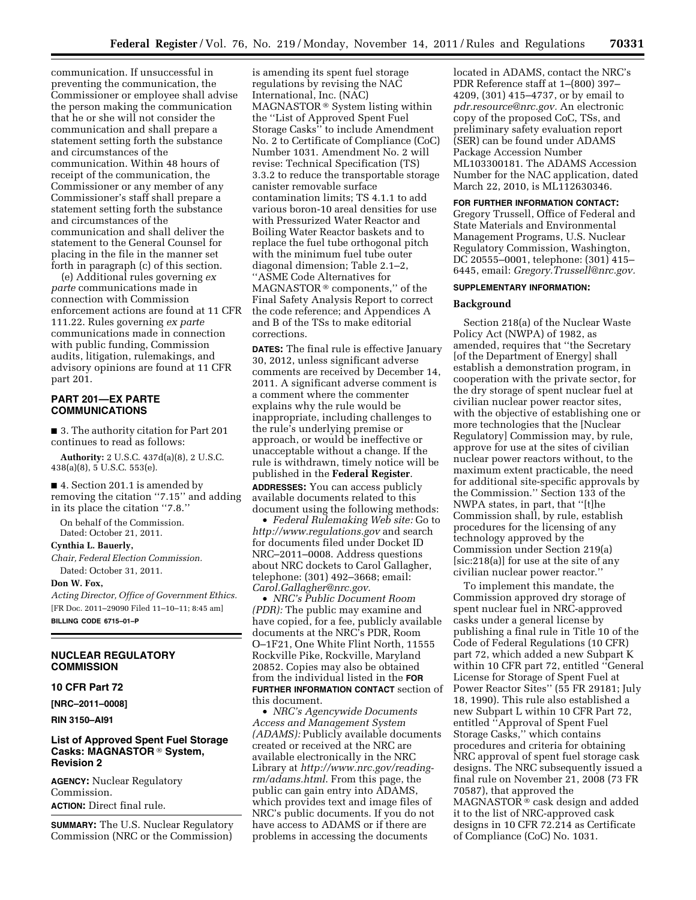communication. If unsuccessful in preventing the communication, the Commissioner or employee shall advise the person making the communication that he or she will not consider the communication and shall prepare a statement setting forth the substance and circumstances of the communication. Within 48 hours of receipt of the communication, the Commissioner or any member of any Commissioner's staff shall prepare a statement setting forth the substance and circumstances of the communication and shall deliver the statement to the General Counsel for placing in the file in the manner set forth in paragraph (c) of this section.

(e) Additional rules governing *ex parte* communications made in connection with Commission enforcement actions are found at 11 CFR 111.22. Rules governing *ex parte* communications made in connection with public funding, Commission audits, litigation, rulemakings, and advisory opinions are found at 11 CFR part 201.

## PART 201—EX PARTE COMMUNICATIONS

■ 3. The authority citation for Part 201 continues to read as follows:

**Authority:** 2 U.S.C. 437d(a)(8), 2 U.S.C. 438(a)(8), 5 U.S.C. 553(e).

■ 4. Section 201.1 is amended by removing the citation ''7.15'' and adding in its place the citation ''7.8.''

On behalf of the Commission.

Dated: October 21, 2011.

**Cynthia L. Bauerly,**

*Chair, Federal Election Commission.*

Dated: October 31, 2011.

**Don W. Fox,**

*Acting Director, Office of Government Ethics.*

[FR Doc. 2011–29090 Filed 11–10–11; 8:45 am]

**BILLING CODE 6715–01–P**

## NUCLEAR REGULATORY COMMISSION

### 10 CFR Part 72

**[NRC–2011–0008]**

**RIN 3150–AI91**

### List of Approved Spent Fuel Storage Casks: MAGNASTOR® System, Revision 2

**AGENCY:** Nuclear Regulatory Commission.

**ACTION:** Direct final rule.

**SUMMARY:** The U.S. Nuclear Regulatory Commission (NRC or the Commission) is amending its spent fuel storage regulations by revising the NAC International, Inc. (NAC) MAGNASTOR® System listing within the ''List of Approved Spent Fuel Storage Casks'' to include Amendment No. 2 to Certificate of Compliance (CoC) Number 1031. Amendment No. 2 will revise: Technical Specification (TS) 3.3.2 to reduce the transportable storage canister removable surface contamination limits; TS 4.1.1 to add various boron-10 areal densities for use with Pressurized Water Reactor and Boiling Water Reactor baskets and to replace the fuel tube orthogonal pitch with the minimum fuel tube outer diagonal dimension; Table 2.1–2, ''ASME Code Alternatives for MAGNASTOR® components,'' of the Final Safety Analysis Report to correct the code reference; and Appendices A and B of the TSs to make editorial corrections.

**DATES:** The final rule is effective January 30, 2012, unless significant adverse comments are received by December 14, 2011. A significant adverse comment is a comment where the commenter explains why the rule would be inappropriate, including challenges to the rule's underlying premise or approach, or would be ineffective or unacceptable without a change. If the rule is withdrawn, timely notice will be published in the **Federal Register**.

**ADDRESSES:** You can access publicly available documents related to this document using the following methods:

- *Federal Rulemaking Web site:* Go to *http://www.regulations.gov* and search for documents filed under Docket ID NRC–2011–0008. Address questions about NRC dockets to Carol Gallagher, telephone: (301) 492–3668; email: *Carol.Gallagher@nrc.gov*.
- *NRC's Public Document Room (PDR):* The public may examine and have copied, for a fee, publicly available documents at the NRC's PDR, Room O–1F21, One White Flint North, 11555 Rockville Pike, Rockville, Maryland 20852. Copies may also be obtained from the individual listed in the **FOR FURTHER INFORMATION CONTACT** section of this document.
- *NRC's Agencywide Documents Access and Management System (ADAMS):* Publicly available documents created or received at the NRC are available electronically in the NRC Library at *http://www.nrc.gov/reading-rm/adams.html*. From this page, the public can gain entry into ADAMS, which provides text and image files of NRC's public documents. If you do not have access to ADAMS or if there are problems in accessing the documents located in ADAMS, contact the NRC's PDR Reference staff at 1–(800) 397–4209, (301) 415–4737, or by email to *pdr.resource@nrc.gov*. An electronic copy of the proposed CoC, TSs, and preliminary safety evaluation report (SER) can be found under ADAMS Package Accession Number ML103300181. The ADAMS Accession Number for the NAC application, dated March 22, 2010, is ML112630346.

**FOR FURTHER INFORMATION CONTACT:** Gregory Trussell, Office of Federal and State Materials and Environmental Management Programs, U.S. Nuclear Regulatory Commission, Washington, DC 20555–0001, telephone: (301) 415–6445, email: *Gregory.Trussell@nrc.gov*.

**SUPPLEMENTARY INFORMATION:**

### Background

Section 218(a) of the Nuclear Waste Policy Act (NWPA) of 1982, as amended, requires that ''the Secretary [of the Department of Energy] shall establish a demonstration program, in cooperation with the private sector, for the dry storage of spent nuclear fuel at civilian nuclear power reactor sites, with the objective of establishing one or more technologies that the [Nuclear Regulatory] Commission may, by rule, approve for use at the sites of civilian nuclear power reactors without, to the maximum extent practicable, the need for additional site-specific approvals by the Commission.'' Section 133 of the NWPA states, in part, that ''[t]he Commission shall, by rule, establish procedures for the licensing of any technology approved by the Commission under Section 219(a) [sic:218(a)] for use at the site of any civilian nuclear power reactor.''

To implement this mandate, the Commission approved dry storage of spent nuclear fuel in NRC-approved casks under a general license by publishing a final rule in Title 10 of the Code of Federal Regulations (10 CFR) part 72, which added a new Subpart K within 10 CFR part 72, entitled ''General License for Storage of Spent Fuel at Power Reactor Sites'' (55 FR 29181; July 18, 1990). This rule also established a new Subpart L within 10 CFR Part 72, entitled ''Approval of Spent Fuel Storage Casks,'' which contains procedures and criteria for obtaining NRC approval of spent fuel storage cask designs. The NRC subsequently issued a final rule on November 21, 2008 (73 FR 70587), that approved the MAGNASTOR® cask design and added it to the list of NRC-approved cask designs in 10 CFR 72.214 as Certificate of Compliance (CoC) No. 1031.